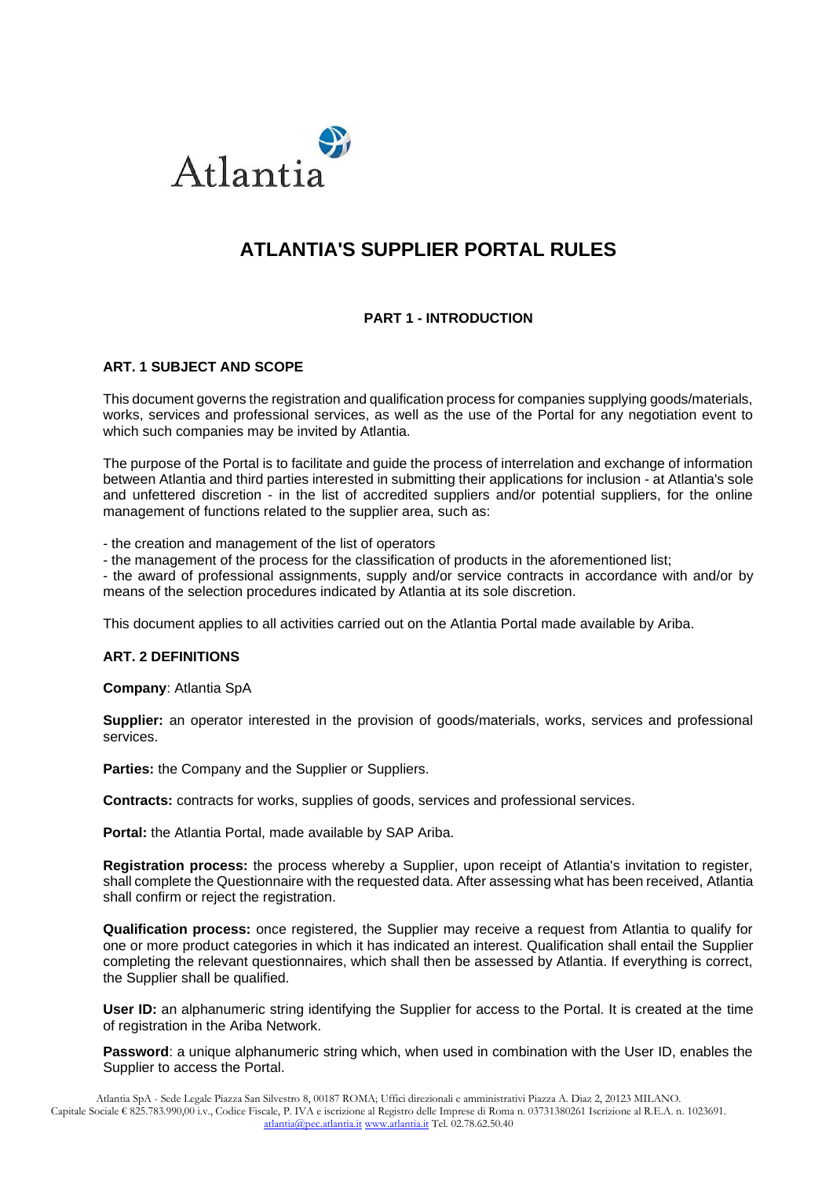# ATLANTIA'S SUPPLIER PORTAL RULES

## PART 1 - INTRODUCTION

### ART. 1 SUBJECT AND SCOPE

This document governs the registration and qualification process for companies supplying goods/materials, works, services and professional services, as well as the use of the Portal for any negotiation event to which such companies may be invited by Atlantia.

The purpose of the Portal is to facilitate and guide the process of interrelation and exchange of information between Atlantia and third parties interested in submitting their applications for inclusion - at Atlantia's sole and unfettered discretion - in the list of accredited suppliers and/or potential suppliers, for the online management of functions related to the supplier area, such as:

- the creation and management of the list of operators
- the management of the process for the classification of products in the aforementioned list;
- the award of professional assignments, supply and/or service contracts in accordance with and/or by means of the selection procedures indicated by Atlantia at its sole discretion.

This document applies to all activities carried out on the Atlantia Portal made available by Ariba.

### ART. 2 DEFINITIONS

**Company**: Atlantia SpA

**Supplier:** an operator interested in the provision of goods/materials, works, services and professional services.

**Parties:** the Company and the Supplier or Suppliers.

**Contracts:** contracts for works, supplies of goods, services and professional services.

**Portal:** the Atlantia Portal, made available by SAP Ariba.

**Registration process:** the process whereby a Supplier, upon receipt of Atlantia's invitation to register, shall complete the Questionnaire with the requested data. After assessing what has been received, Atlantia shall confirm or reject the registration.

**Qualification process:** once registered, the Supplier may receive a request from Atlantia to qualify for one or more product categories in which it has indicated an interest. Qualification shall entail the Supplier completing the relevant questionnaires, which shall then be assessed by Atlantia. If everything is correct, the Supplier shall be qualified.

**User ID:** an alphanumeric string identifying the Supplier for access to the Portal. It is created at the time of registration in the Ariba Network.

**Password**: a unique alphanumeric string which, when used in combination with the User ID, enables the Supplier to access the Portal.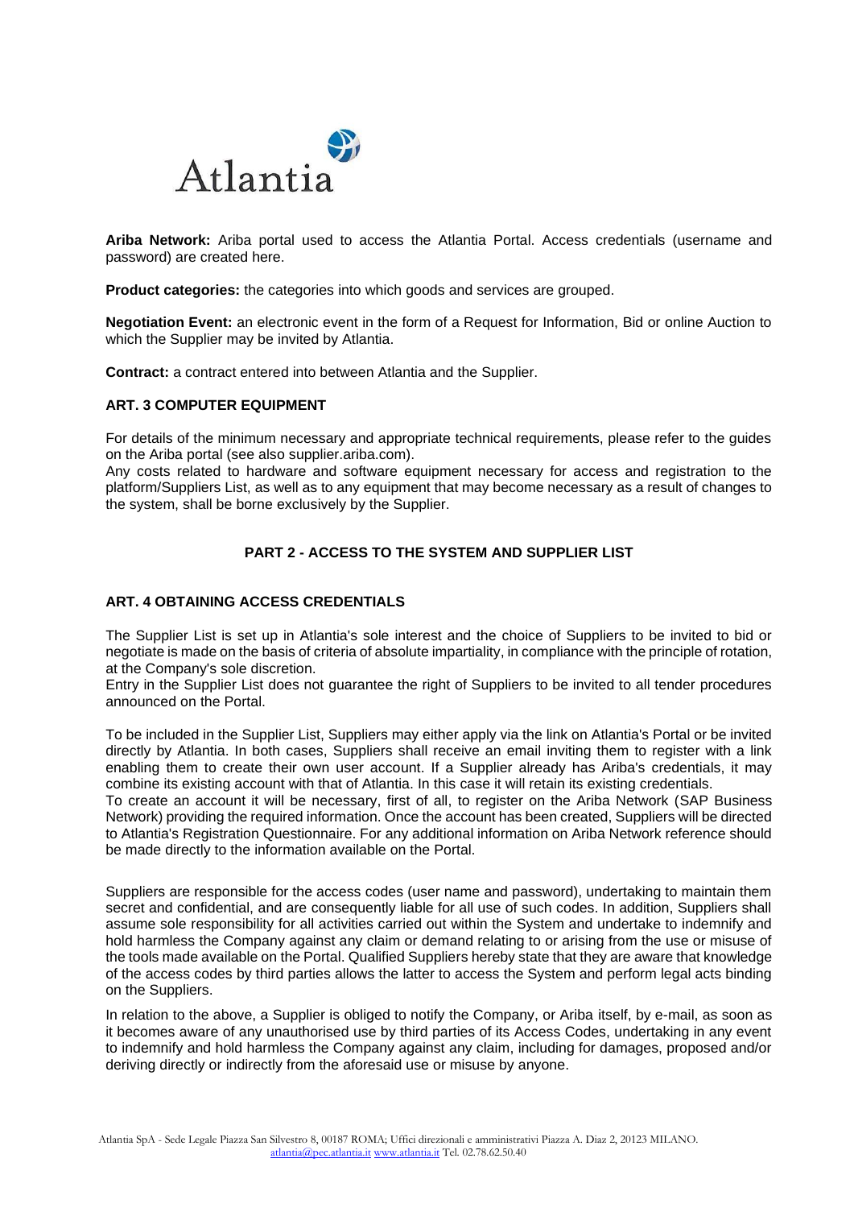**Ariba Network:** Ariba portal used to access the Atlantia Portal. Access credentials (username and password) are created here.

**Product categories:** the categories into which goods and services are grouped.

**Negotiation Event:** an electronic event in the form of a Request for Information, Bid or online Auction to which the Supplier may be invited by Atlantia.

**Contract:** a contract entered into between Atlantia and the Supplier.

### ART. 3 COMPUTER EQUIPMENT

For details of the minimum necessary and appropriate technical requirements, please refer to the guides on the Ariba portal (see also supplier.ariba.com).
Any costs related to hardware and software equipment necessary for access and registration to the platform/Suppliers List, as well as to any equipment that may become necessary as a result of changes to the system, shall be borne exclusively by the Supplier.

## PART 2 - ACCESS TO THE SYSTEM AND SUPPLIER LIST

### ART. 4 OBTAINING ACCESS CREDENTIALS

The Supplier List is set up in Atlantia's sole interest and the choice of Suppliers to be invited to bid or negotiate is made on the basis of criteria of absolute impartiality, in compliance with the principle of rotation, at the Company's sole discretion.
Entry in the Supplier List does not guarantee the right of Suppliers to be invited to all tender procedures announced on the Portal.

To be included in the Supplier List, Suppliers may either apply via the link on Atlantia's Portal or be invited directly by Atlantia. In both cases, Suppliers shall receive an email inviting them to register with a link enabling them to create their own user account. If a Supplier already has Ariba's credentials, it may combine its existing account with that of Atlantia. In this case it will retain its existing credentials.
To create an account it will be necessary, first of all, to register on the Ariba Network (SAP Business Network) providing the required information. Once the account has been created, Suppliers will be directed to Atlantia's Registration Questionnaire. For any additional information on Ariba Network reference should be made directly to the information available on the Portal.

Suppliers are responsible for the access codes (user name and password), undertaking to maintain them secret and confidential, and are consequently liable for all use of such codes. In addition, Suppliers shall assume sole responsibility for all activities carried out within the System and undertake to indemnify and hold harmless the Company against any claim or demand relating to or arising from the use or misuse of the tools made available on the Portal. Qualified Suppliers hereby state that they are aware that knowledge of the access codes by third parties allows the latter to access the System and perform legal acts binding on the Suppliers.

In relation to the above, a Supplier is obliged to notify the Company, or Ariba itself, by e-mail, as soon as it becomes aware of any unauthorised use by third parties of its Access Codes, undertaking in any event to indemnify and hold harmless the Company against any claim, including for damages, proposed and/or deriving directly or indirectly from the aforesaid use or misuse by anyone.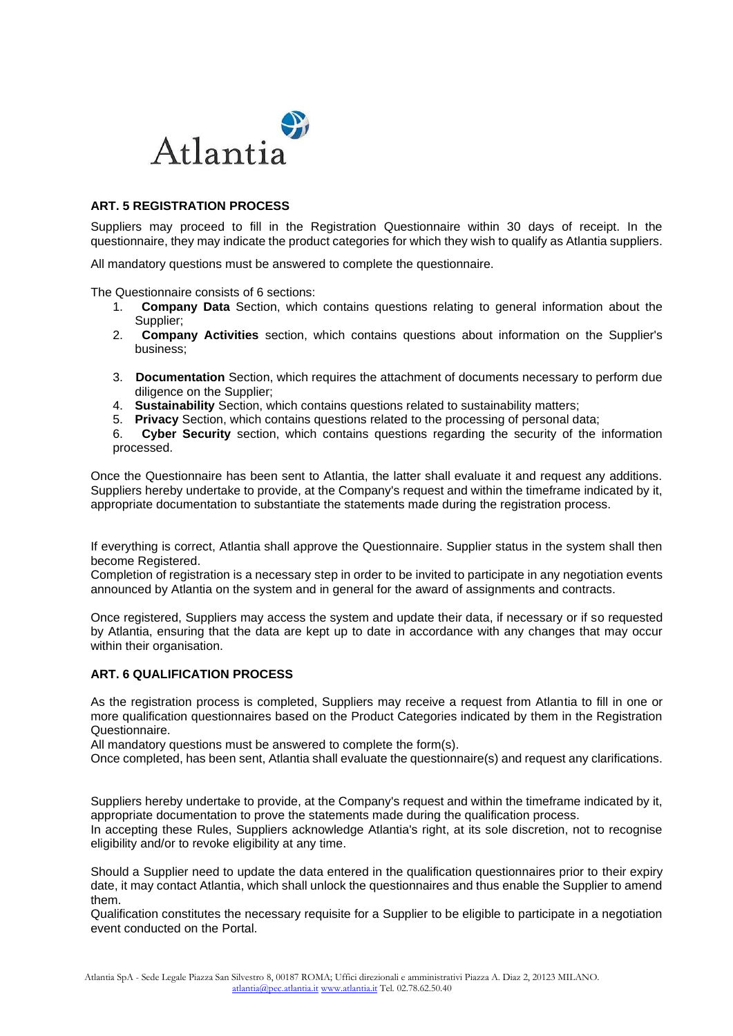## ART. 5 REGISTRATION PROCESS

Suppliers may proceed to fill in the Registration Questionnaire within 30 days of receipt. In the questionnaire, they may indicate the product categories for which they wish to qualify as Atlantia suppliers.

All mandatory questions must be answered to complete the questionnaire.

The Questionnaire consists of 6 sections:

1. **Company Data** Section, which contains questions relating to general information about the Supplier;
2. **Company Activities** section, which contains questions about information on the Supplier's business;
3. **Documentation** Section, which requires the attachment of documents necessary to perform due diligence on the Supplier;
4. **Sustainability** Section, which contains questions related to sustainability matters;
5. **Privacy** Section, which contains questions related to the processing of personal data;
6. **Cyber Security** section, which contains questions regarding the security of the information processed.

Once the Questionnaire has been sent to Atlantia, the latter shall evaluate it and request any additions. Suppliers hereby undertake to provide, at the Company's request and within the timeframe indicated by it, appropriate documentation to substantiate the statements made during the registration process.

If everything is correct, Atlantia shall approve the Questionnaire. Supplier status in the system shall then become Registered.
Completion of registration is a necessary step in order to be invited to participate in any negotiation events announced by Atlantia on the system and in general for the award of assignments and contracts.

Once registered, Suppliers may access the system and update their data, if necessary or if so requested by Atlantia, ensuring that the data are kept up to date in accordance with any changes that may occur within their organisation.

## ART. 6 QUALIFICATION PROCESS

As the registration process is completed, Suppliers may receive a request from Atlantia to fill in one or more qualification questionnaires based on the Product Categories indicated by them in the Registration Questionnaire.
All mandatory questions must be answered to complete the form(s).
Once completed, has been sent, Atlantia shall evaluate the questionnaire(s) and request any clarifications.

Suppliers hereby undertake to provide, at the Company's request and within the timeframe indicated by it, appropriate documentation to prove the statements made during the qualification process.
In accepting these Rules, Suppliers acknowledge Atlantia's right, at its sole discretion, not to recognise eligibility and/or to revoke eligibility at any time.

Should a Supplier need to update the data entered in the qualification questionnaires prior to their expiry date, it may contact Atlantia, which shall unlock the questionnaires and thus enable the Supplier to amend them.
Qualification constitutes the necessary requisite for a Supplier to be eligible to participate in a negotiation event conducted on the Portal.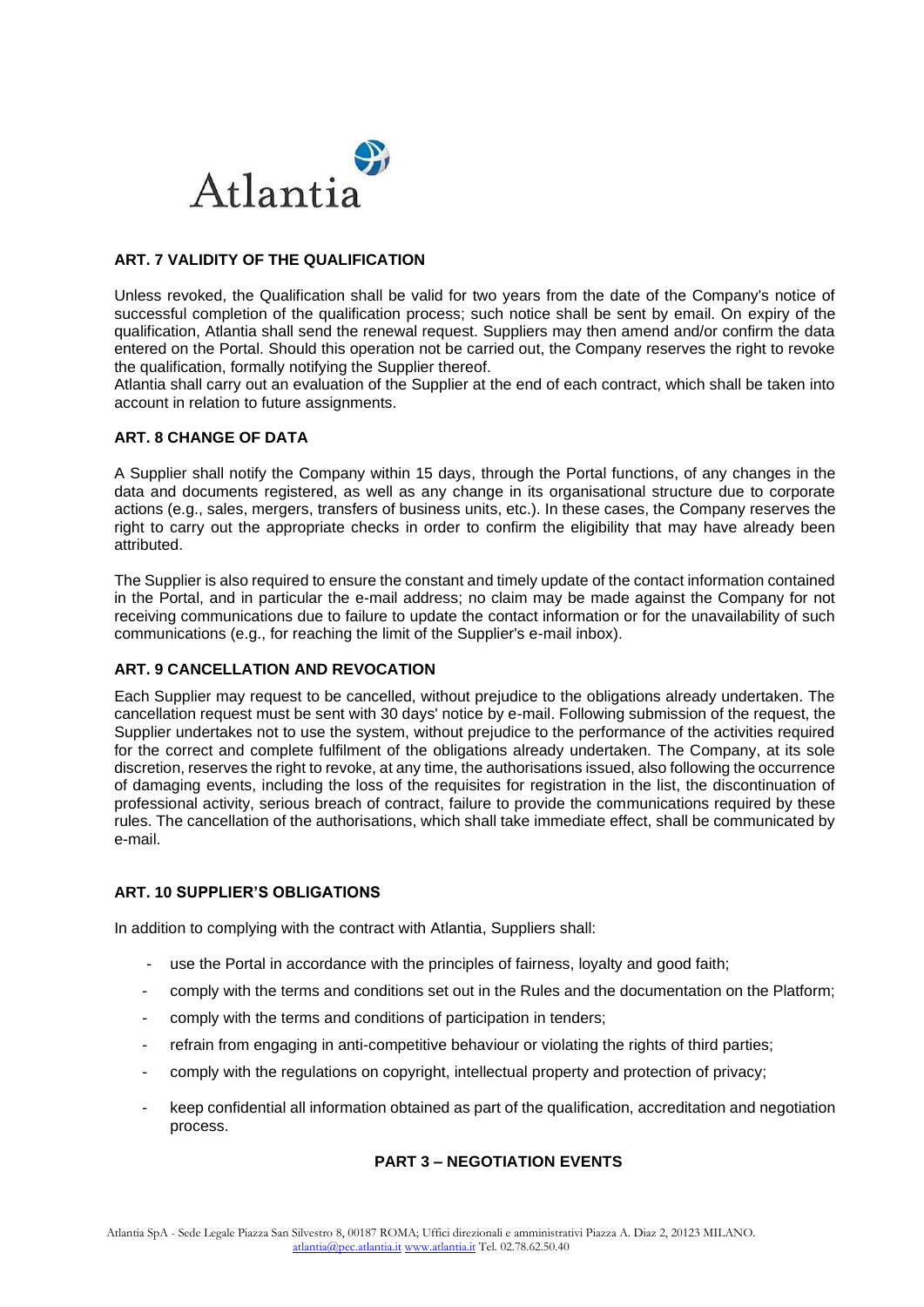## ART. 7 VALIDITY OF THE QUALIFICATION

Unless revoked, the Qualification shall be valid for two years from the date of the Company's notice of successful completion of the qualification process; such notice shall be sent by email. On expiry of the qualification, Atlantia shall send the renewal request. Suppliers may then amend and/or confirm the data entered on the Portal. Should this operation not be carried out, the Company reserves the right to revoke the qualification, formally notifying the Supplier thereof.

Atlantia shall carry out an evaluation of the Supplier at the end of each contract, which shall be taken into account in relation to future assignments.

## ART. 8 CHANGE OF DATA

A Supplier shall notify the Company within 15 days, through the Portal functions, of any changes in the data and documents registered, as well as any change in its organisational structure due to corporate actions (e.g., sales, mergers, transfers of business units, etc.). In these cases, the Company reserves the right to carry out the appropriate checks in order to confirm the eligibility that may have already been attributed.

The Supplier is also required to ensure the constant and timely update of the contact information contained in the Portal, and in particular the e-mail address; no claim may be made against the Company for not receiving communications due to failure to update the contact information or for the unavailability of such communications (e.g., for reaching the limit of the Supplier's e-mail inbox).

## ART. 9 CANCELLATION AND REVOCATION

Each Supplier may request to be cancelled, without prejudice to the obligations already undertaken. The cancellation request must be sent with 30 days' notice by e-mail. Following submission of the request, the Supplier undertakes not to use the system, without prejudice to the performance of the activities required for the correct and complete fulfilment of the obligations already undertaken. The Company, at its sole discretion, reserves the right to revoke, at any time, the authorisations issued, also following the occurrence of damaging events, including the loss of the requisites for registration in the list, the discontinuation of professional activity, serious breach of contract, failure to provide the communications required by these rules. The cancellation of the authorisations, which shall take immediate effect, shall be communicated by e-mail.

## ART. 10 SUPPLIER'S OBLIGATIONS

In addition to complying with the contract with Atlantia, Suppliers shall:

- use the Portal in accordance with the principles of fairness, loyalty and good faith;
- comply with the terms and conditions set out in the Rules and the documentation on the Platform;
- comply with the terms and conditions of participation in tenders;
- refrain from engaging in anti-competitive behaviour or violating the rights of third parties;
- comply with the regulations on copyright, intellectual property and protection of privacy;
- keep confidential all information obtained as part of the qualification, accreditation and negotiation process.

# PART 3 – NEGOTIATION EVENTS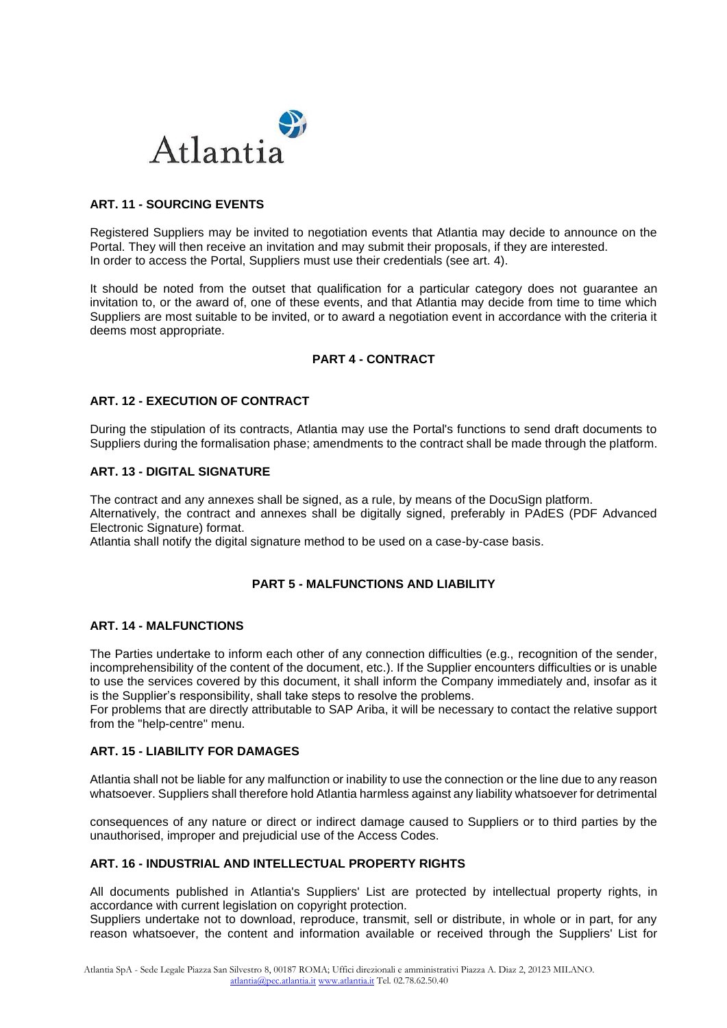## ART. 11 - SOURCING EVENTS

Registered Suppliers may be invited to negotiation events that Atlantia may decide to announce on the Portal. They will then receive an invitation and may submit their proposals, if they are interested.
In order to access the Portal, Suppliers must use their credentials (see art. 4).

It should be noted from the outset that qualification for a particular category does not guarantee an invitation to, or the award of, one of these events, and that Atlantia may decide from time to time which Suppliers are most suitable to be invited, or to award a negotiation event in accordance with the criteria it deems most appropriate.

# PART 4 - CONTRACT

## ART. 12 - EXECUTION OF CONTRACT

During the stipulation of its contracts, Atlantia may use the Portal's functions to send draft documents to Suppliers during the formalisation phase; amendments to the contract shall be made through the platform.

## ART. 13 - DIGITAL SIGNATURE

The contract and any annexes shall be signed, as a rule, by means of the DocuSign platform.
Alternatively, the contract and annexes shall be digitally signed, preferably in PAdES (PDF Advanced Electronic Signature) format.
Atlantia shall notify the digital signature method to be used on a case-by-case basis.

# PART 5 - MALFUNCTIONS AND LIABILITY

## ART. 14 - MALFUNCTIONS

The Parties undertake to inform each other of any connection difficulties (e.g., recognition of the sender, incomprehensibility of the content of the document, etc.). If the Supplier encounters difficulties or is unable to use the services covered by this document, it shall inform the Company immediately and, insofar as it is the Supplier's responsibility, shall take steps to resolve the problems.
For problems that are directly attributable to SAP Ariba, it will be necessary to contact the relative support from the "help-centre" menu.

## ART. 15 - LIABILITY FOR DAMAGES

Atlantia shall not be liable for any malfunction or inability to use the connection or the line due to any reason whatsoever. Suppliers shall therefore hold Atlantia harmless against any liability whatsoever for detrimental consequences of any nature or direct or indirect damage caused to Suppliers or to third parties by the unauthorised, improper and prejudicial use of the Access Codes.

## ART. 16 - INDUSTRIAL AND INTELLECTUAL PROPERTY RIGHTS

All documents published in Atlantia's Suppliers' List are protected by intellectual property rights, in accordance with current legislation on copyright protection.
Suppliers undertake not to download, reproduce, transmit, sell or distribute, in whole or in part, for any reason whatsoever, the content and information available or received through the Suppliers' List for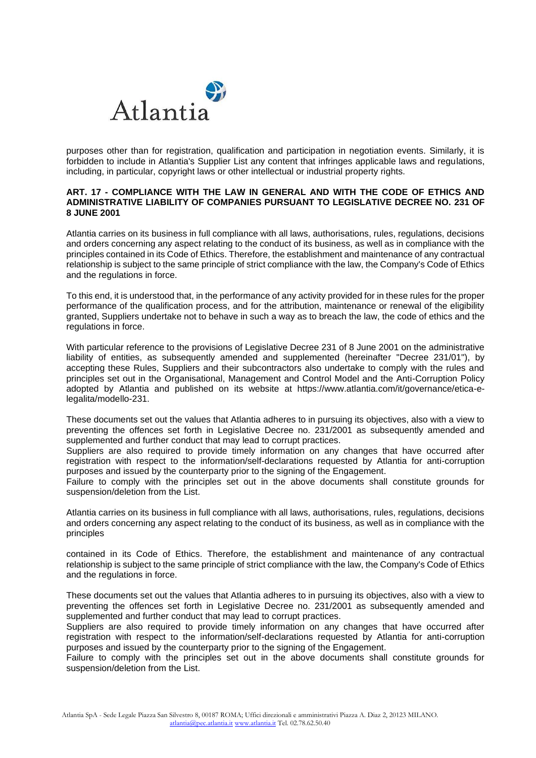purposes other than for registration, qualification and participation in negotiation events. Similarly, it is forbidden to include in Atlantia's Supplier List any content that infringes applicable laws and regulations, including, in particular, copyright laws or other intellectual or industrial property rights.

**ART. 17 - COMPLIANCE WITH THE LAW IN GENERAL AND WITH THE CODE OF ETHICS AND ADMINISTRATIVE LIABILITY OF COMPANIES PURSUANT TO LEGISLATIVE DECREE NO. 231 OF 8 JUNE 2001**

Atlantia carries on its business in full compliance with all laws, authorisations, rules, regulations, decisions and orders concerning any aspect relating to the conduct of its business, as well as in compliance with the principles contained in its Code of Ethics. Therefore, the establishment and maintenance of any contractual relationship is subject to the same principle of strict compliance with the law, the Company's Code of Ethics and the regulations in force.

To this end, it is understood that, in the performance of any activity provided for in these rules for the proper performance of the qualification process, and for the attribution, maintenance or renewal of the eligibility granted, Suppliers undertake not to behave in such a way as to breach the law, the code of ethics and the regulations in force.

With particular reference to the provisions of Legislative Decree 231 of 8 June 2001 on the administrative liability of entities, as subsequently amended and supplemented (hereinafter "Decree 231/01"), by accepting these Rules, Suppliers and their subcontractors also undertake to comply with the rules and principles set out in the Organisational, Management and Control Model and the Anti-Corruption Policy adopted by Atlantia and published on its website at https://www.atlantia.com/it/governance/etica-e-legalita/modello-231.

These documents set out the values that Atlantia adheres to in pursuing its objectives, also with a view to preventing the offences set forth in Legislative Decree no. 231/2001 as subsequently amended and supplemented and further conduct that may lead to corrupt practices.
Suppliers are also required to provide timely information on any changes that have occurred after registration with respect to the information/self-declarations requested by Atlantia for anti-corruption purposes and issued by the counterparty prior to the signing of the Engagement.
Failure to comply with the principles set out in the above documents shall constitute grounds for suspension/deletion from the List.

Atlantia carries on its business in full compliance with all laws, authorisations, rules, regulations, decisions and orders concerning any aspect relating to the conduct of its business, as well as in compliance with the principles

contained in its Code of Ethics. Therefore, the establishment and maintenance of any contractual relationship is subject to the same principle of strict compliance with the law, the Company's Code of Ethics and the regulations in force.

These documents set out the values that Atlantia adheres to in pursuing its objectives, also with a view to preventing the offences set forth in Legislative Decree no. 231/2001 as subsequently amended and supplemented and further conduct that may lead to corrupt practices.
Suppliers are also required to provide timely information on any changes that have occurred after registration with respect to the information/self-declarations requested by Atlantia for anti-corruption purposes and issued by the counterparty prior to the signing of the Engagement.
Failure to comply with the principles set out in the above documents shall constitute grounds for suspension/deletion from the List.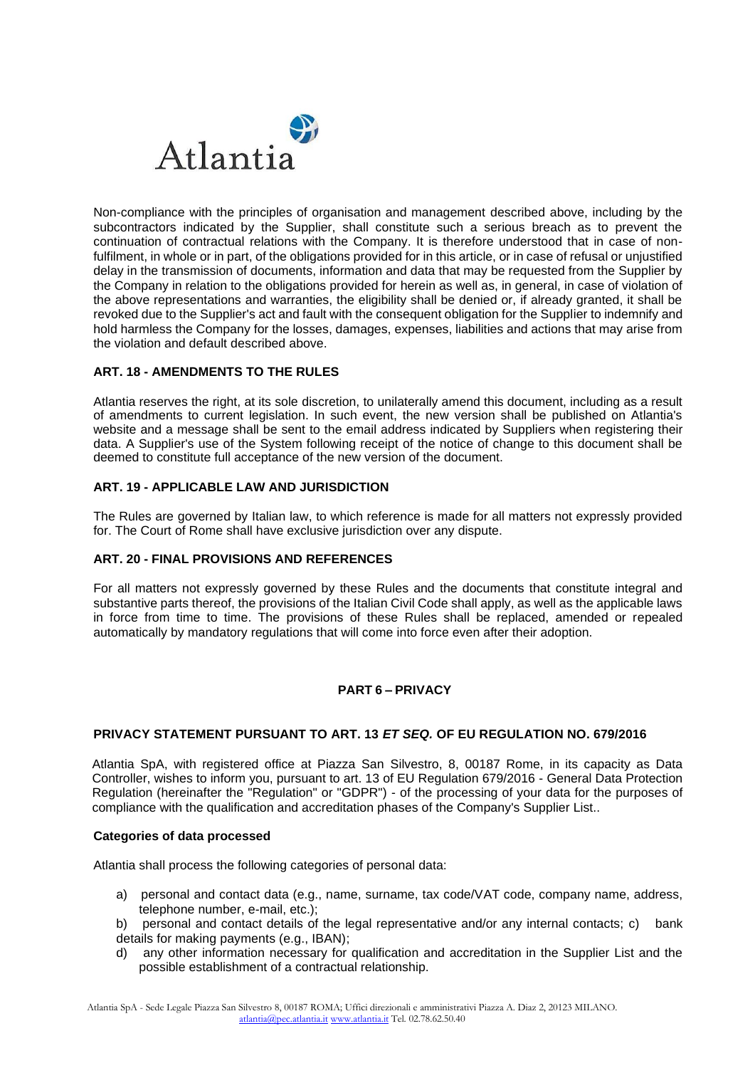Non-compliance with the principles of organisation and management described above, including by the subcontractors indicated by the Supplier, shall constitute such a serious breach as to prevent the continuation of contractual relations with the Company. It is therefore understood that in case of non-fulfilment, in whole or in part, of the obligations provided for in this article, or in case of refusal or unjustified delay in the transmission of documents, information and data that may be requested from the Supplier by the Company in relation to the obligations provided for herein as well as, in general, in case of violation of the above representations and warranties, the eligibility shall be denied or, if already granted, it shall be revoked due to the Supplier's act and fault with the consequent obligation for the Supplier to indemnify and hold harmless the Company for the losses, damages, expenses, liabilities and actions that may arise from the violation and default described above.

### ART. 18 - AMENDMENTS TO THE RULES

Atlantia reserves the right, at its sole discretion, to unilaterally amend this document, including as a result of amendments to current legislation. In such event, the new version shall be published on Atlantia's website and a message shall be sent to the email address indicated by Suppliers when registering their data. A Supplier's use of the System following receipt of the notice of change to this document shall be deemed to constitute full acceptance of the new version of the document.

### ART. 19 - APPLICABLE LAW AND JURISDICTION

The Rules are governed by Italian law, to which reference is made for all matters not expressly provided for. The Court of Rome shall have exclusive jurisdiction over any dispute.

### ART. 20 - FINAL PROVISIONS AND REFERENCES

For all matters not expressly governed by these Rules and the documents that constitute integral and substantive parts thereof, the provisions of the Italian Civil Code shall apply, as well as the applicable laws in force from time to time. The provisions of these Rules shall be replaced, amended or repealed automatically by mandatory regulations that will come into force even after their adoption.

## PART 6 – PRIVACY

### PRIVACY STATEMENT PURSUANT TO ART. 13 *ET SEQ.* OF EU REGULATION NO. 679/2016

Atlantia SpA, with registered office at Piazza San Silvestro, 8, 00187 Rome, in its capacity as Data Controller, wishes to inform you, pursuant to art. 13 of EU Regulation 679/2016 - General Data Protection Regulation (hereinafter the "Regulation" or "GDPR") - of the processing of your data for the purposes of compliance with the qualification and accreditation phases of the Company's Supplier List..

#### Categories of data processed

Atlantia shall process the following categories of personal data:

a) personal and contact data (e.g., name, surname, tax code/VAT code, company name, address, telephone number, e-mail, etc.);

b) personal and contact details of the legal representative and/or any internal contacts; c) bank details for making payments (e.g., IBAN);

d) any other information necessary for qualification and accreditation in the Supplier List and the possible establishment of a contractual relationship.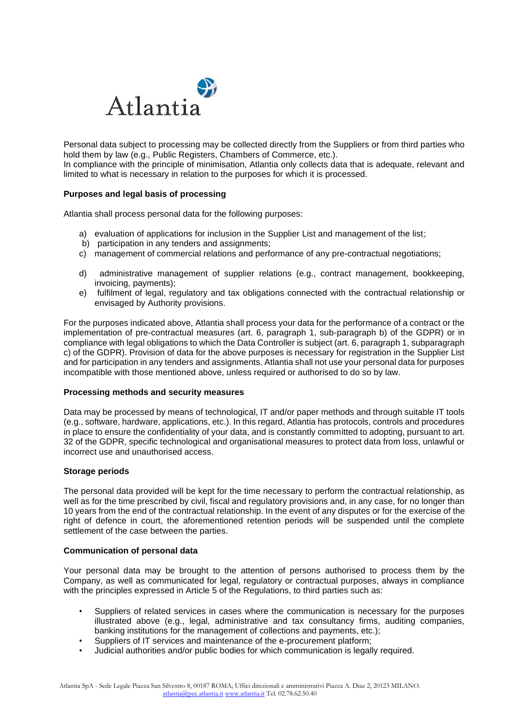Personal data subject to processing may be collected directly from the Suppliers or from third parties who hold them by law (e.g., Public Registers, Chambers of Commerce, etc.).
In compliance with the principle of minimisation, Atlantia only collects data that is adequate, relevant and limited to what is necessary in relation to the purposes for which it is processed.

**Purposes and legal basis of processing**

Atlantia shall process personal data for the following purposes:

a) evaluation of applications for inclusion in the Supplier List and management of the list;
b) participation in any tenders and assignments;
c) management of commercial relations and performance of any pre-contractual negotiations;
d) administrative management of supplier relations (e.g., contract management, bookkeeping, invoicing, payments);
e) fulfilment of legal, regulatory and tax obligations connected with the contractual relationship or envisaged by Authority provisions.

For the purposes indicated above, Atlantia shall process your data for the performance of a contract or the implementation of pre-contractual measures (art. 6, paragraph 1, sub-paragraph b) of the GDPR) or in compliance with legal obligations to which the Data Controller is subject (art. 6, paragraph 1, subparagraph c) of the GDPR). Provision of data for the above purposes is necessary for registration in the Supplier List and for participation in any tenders and assignments. Atlantia shall not use your personal data for purposes incompatible with those mentioned above, unless required or authorised to do so by law.

**Processing methods and security measures**

Data may be processed by means of technological, IT and/or paper methods and through suitable IT tools (e.g., software, hardware, applications, etc.). In this regard, Atlantia has protocols, controls and procedures in place to ensure the confidentiality of your data, and is constantly committed to adopting, pursuant to art. 32 of the GDPR, specific technological and organisational measures to protect data from loss, unlawful or incorrect use and unauthorised access.

**Storage periods**

The personal data provided will be kept for the time necessary to perform the contractual relationship, as well as for the time prescribed by civil, fiscal and regulatory provisions and, in any case, for no longer than 10 years from the end of the contractual relationship. In the event of any disputes or for the exercise of the right of defence in court, the aforementioned retention periods will be suspended until the complete settlement of the case between the parties.

**Communication of personal data**

Your personal data may be brought to the attention of persons authorised to process them by the Company, as well as communicated for legal, regulatory or contractual purposes, always in compliance with the principles expressed in Article 5 of the Regulations, to third parties such as:

- Suppliers of related services in cases where the communication is necessary for the purposes illustrated above (e.g., legal, administrative and tax consultancy firms, auditing companies, banking institutions for the management of collections and payments, etc.);
- Suppliers of IT services and maintenance of the e-procurement platform;
- Judicial authorities and/or public bodies for which communication is legally required.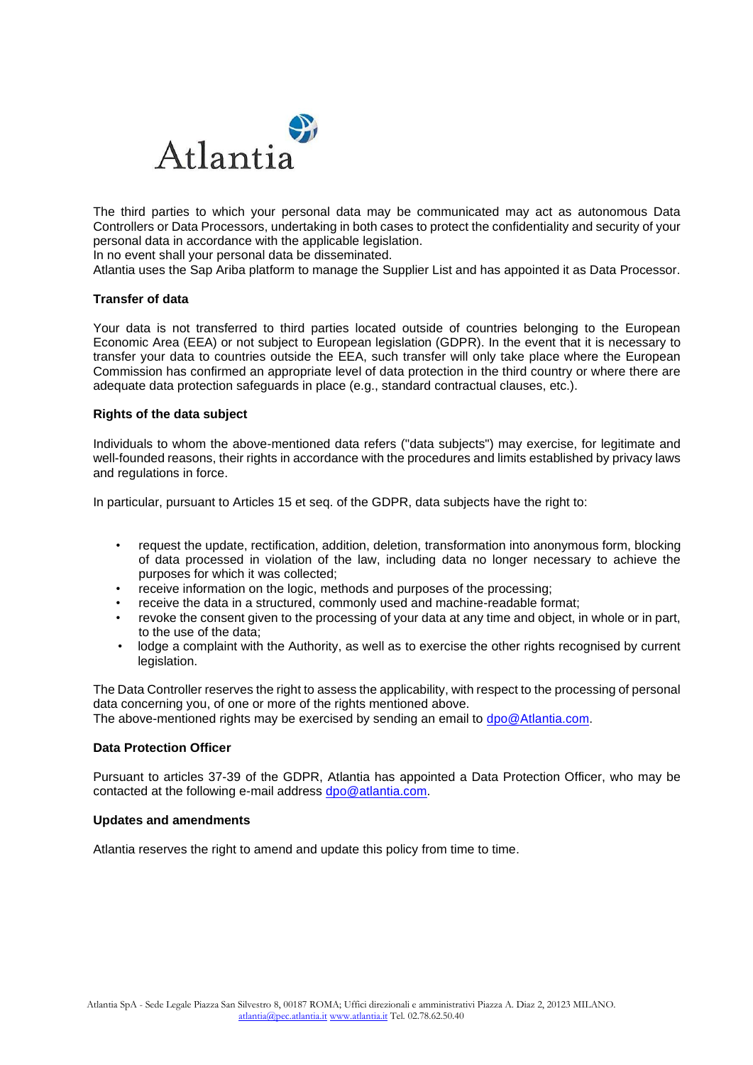The third parties to which your personal data may be communicated may act as autonomous Data Controllers or Data Processors, undertaking in both cases to protect the confidentiality and security of your personal data in accordance with the applicable legislation.
In no event shall your personal data be disseminated.
Atlantia uses the Sap Ariba platform to manage the Supplier List and has appointed it as Data Processor.

**Transfer of data**

Your data is not transferred to third parties located outside of countries belonging to the European Economic Area (EEA) or not subject to European legislation (GDPR). In the event that it is necessary to transfer your data to countries outside the EEA, such transfer will only take place where the European Commission has confirmed an appropriate level of data protection in the third country or where there are adequate data protection safeguards in place (e.g., standard contractual clauses, etc.).

**Rights of the data subject**

Individuals to whom the above-mentioned data refers ("data subjects") may exercise, for legitimate and well-founded reasons, their rights in accordance with the procedures and limits established by privacy laws and regulations in force.

In particular, pursuant to Articles 15 et seq. of the GDPR, data subjects have the right to:

- request the update, rectification, addition, deletion, transformation into anonymous form, blocking of data processed in violation of the law, including data no longer necessary to achieve the purposes for which it was collected;
- receive information on the logic, methods and purposes of the processing;
- receive the data in a structured, commonly used and machine-readable format;
- revoke the consent given to the processing of your data at any time and object, in whole or in part, to the use of the data;
- lodge a complaint with the Authority, as well as to exercise the other rights recognised by current legislation.

The Data Controller reserves the right to assess the applicability, with respect to the processing of personal data concerning you, of one or more of the rights mentioned above.
The above-mentioned rights may be exercised by sending an email to dpo@Atlantia.com.

**Data Protection Officer**

Pursuant to articles 37-39 of the GDPR, Atlantia has appointed a Data Protection Officer, who may be contacted at the following e-mail address dpo@atlantia.com.

**Updates and amendments**

Atlantia reserves the right to amend and update this policy from time to time.